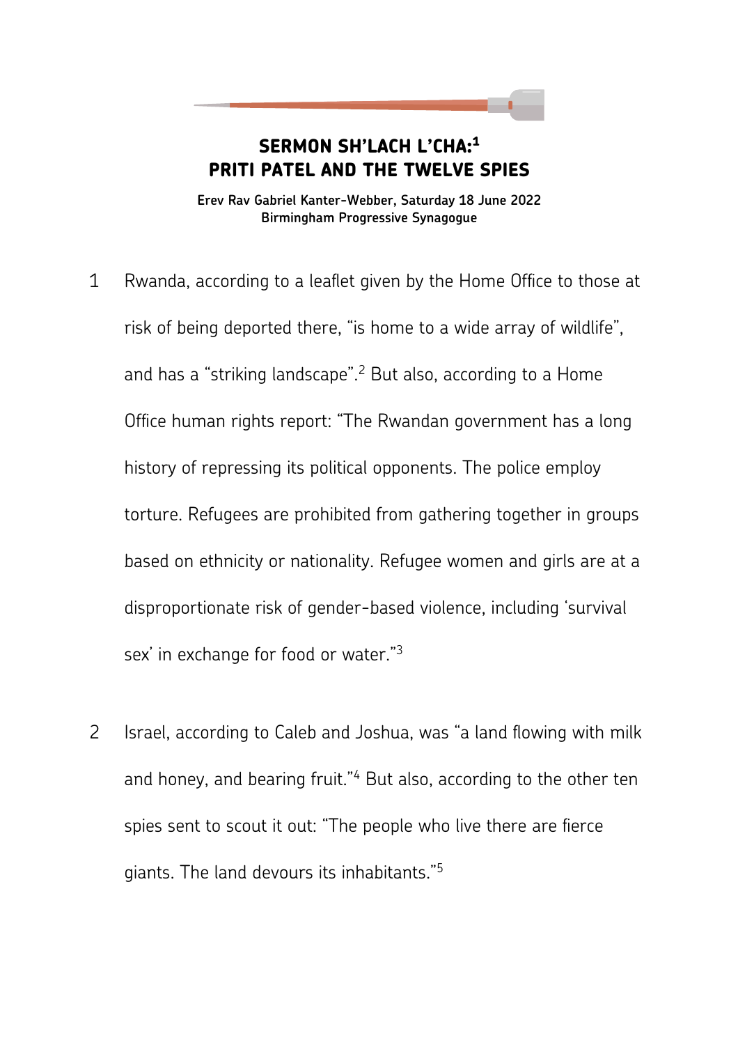# SERMON SH'LACH L'CHA:[1]
# PRITI PATEL AND THE TWELVE SPIES

**Erev Rav Gabriel Kanter-Webber, Saturday 18 June 2022**
**Birmingham Progressive Synagogue**

1 Rwanda, according to a leaflet given by the Home Office to those at risk of being deported there, "is home to a wide array of wildlife", and has a "striking landscape".[2] But also, according to a Home Office human rights report: "The Rwandan government has a long history of repressing its political opponents. The police employ torture. Refugees are prohibited from gathering together in groups based on ethnicity or nationality. Refugee women and girls are at a disproportionate risk of gender-based violence, including 'survival sex' in exchange for food or water."[3]

2 Israel, according to Caleb and Joshua, was "a land flowing with milk and honey, and bearing fruit."[4] But also, according to the other ten spies sent to scout it out: "The people who live there are fierce giants. The land devours its inhabitants."[5]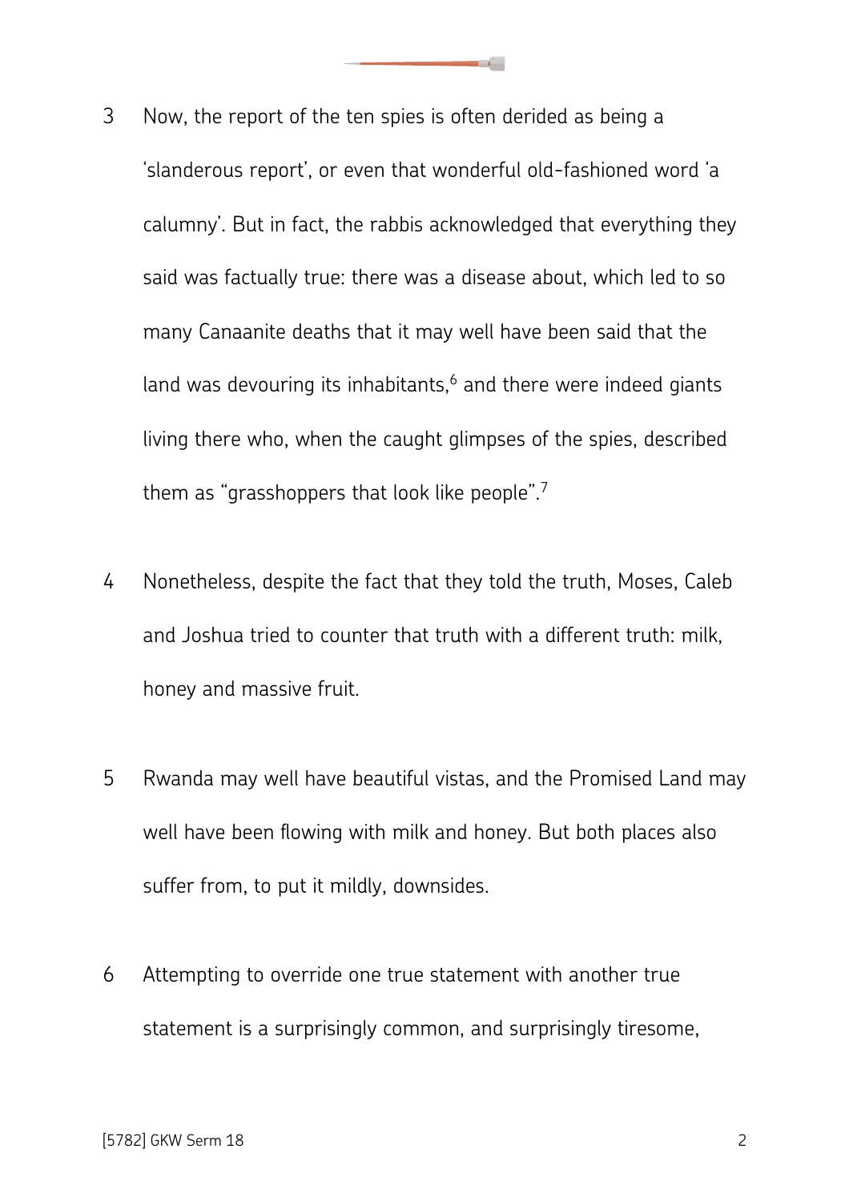3 Now, the report of the ten spies is often derided as being a 'slanderous report', or even that wonderful old-fashioned word 'a calumny'. But in fact, the rabbis acknowledged that everything they said was factually true: there was a disease about, which led to so many Canaanite deaths that it may well have been said that the land was devouring its inhabitants,[6] and there were indeed giants living there who, when the caught glimpses of the spies, described them as "grasshoppers that look like people".[7]

4 Nonetheless, despite the fact that they told the truth, Moses, Caleb and Joshua tried to counter that truth with a different truth: milk, honey and massive fruit.

5 Rwanda may well have beautiful vistas, and the Promised Land may well have been flowing with milk and honey. But both places also suffer from, to put it mildly, downsides.

6 Attempting to override one true statement with another true statement is a surprisingly common, and surprisingly tiresome,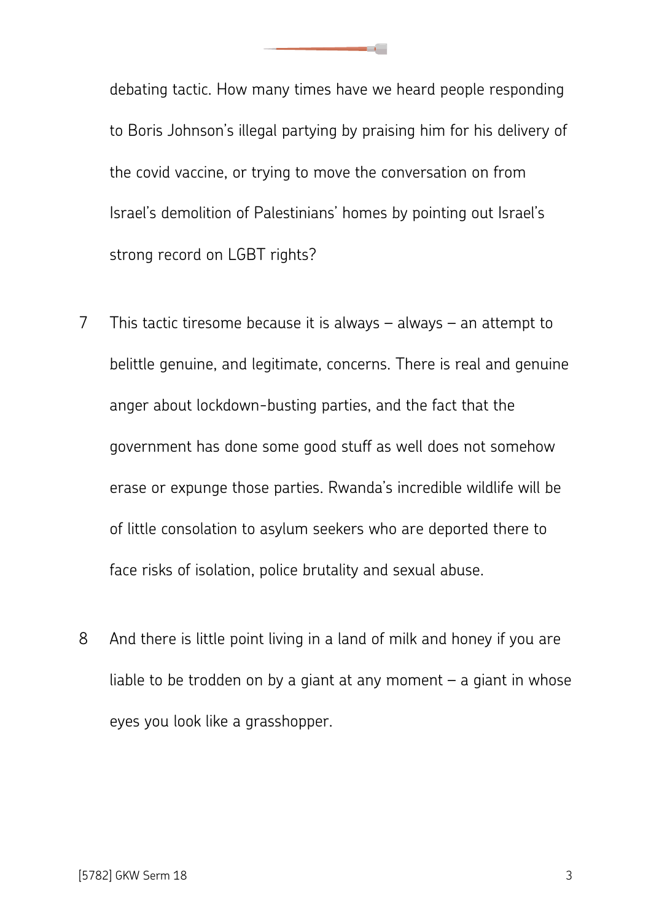debating tactic. How many times have we heard people responding to Boris Johnson's illegal partying by praising him for his delivery of the covid vaccine, or trying to move the conversation on from Israel's demolition of Palestinians' homes by pointing out Israel's strong record on LGBT rights?

7 This tactic tiresome because it is always – always – an attempt to belittle genuine, and legitimate, concerns. There is real and genuine anger about lockdown-busting parties, and the fact that the government has done some good stuff as well does not somehow erase or expunge those parties. Rwanda's incredible wildlife will be of little consolation to asylum seekers who are deported there to face risks of isolation, police brutality and sexual abuse.

8 And there is little point living in a land of milk and honey if you are liable to be trodden on by a giant at any moment – a giant in whose eyes you look like a grasshopper.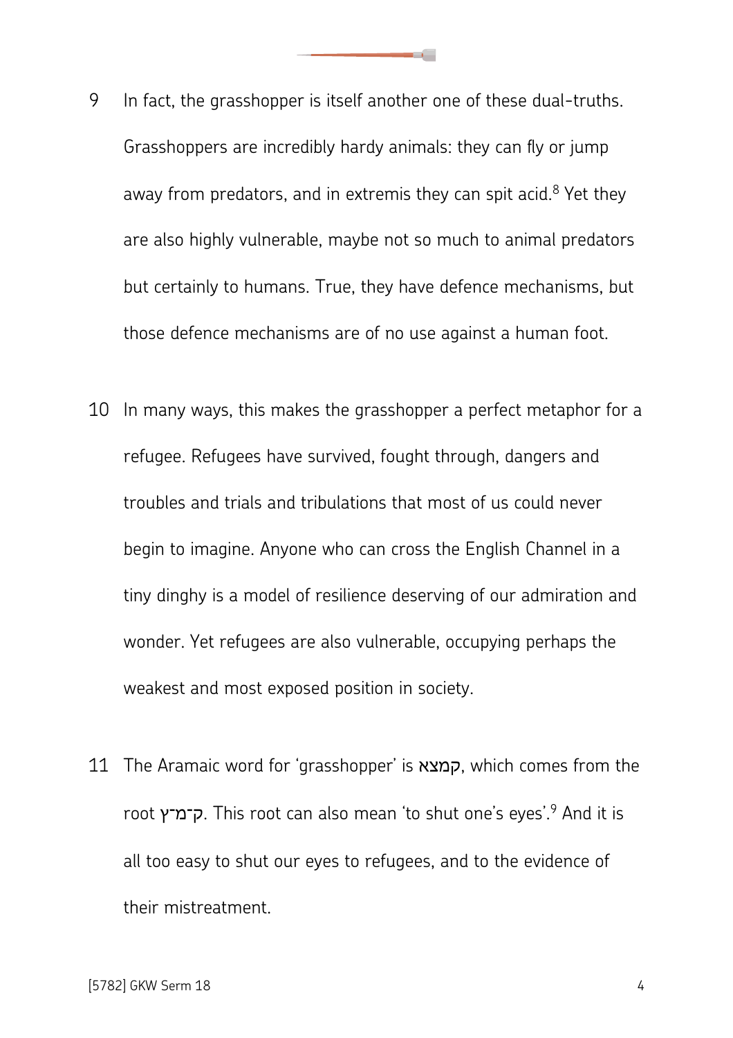9 In fact, the grasshopper is itself another one of these dual-truths. Grasshoppers are incredibly hardy animals: they can fly or jump away from predators, and in extremis they can spit acid.[8] Yet they are also highly vulnerable, maybe not so much to animal predators but certainly to humans. True, they have defence mechanisms, but those defence mechanisms are of no use against a human foot.

10 In many ways, this makes the grasshopper a perfect metaphor for a refugee. Refugees have survived, fought through, dangers and troubles and trials and tribulations that most of us could never begin to imagine. Anyone who can cross the English Channel in a tiny dinghy is a model of resilience deserving of our admiration and wonder. Yet refugees are also vulnerable, occupying perhaps the weakest and most exposed position in society.

11 The Aramaic word for 'grasshopper' is קמצא, which comes from the root ק־מ־ץ. This root can also mean 'to shut one's eyes'.[9] And it is all too easy to shut our eyes to refugees, and to the evidence of their mistreatment.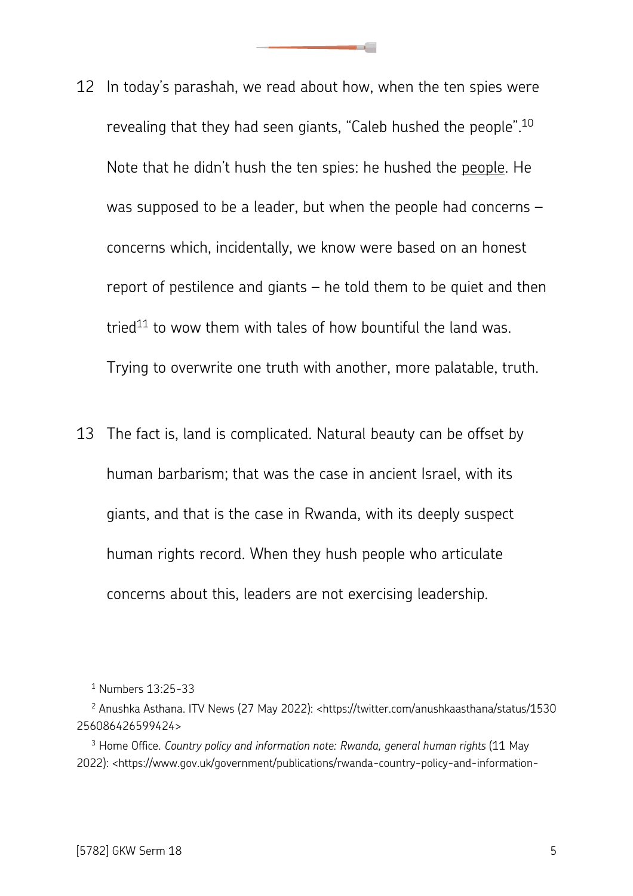12 In today's parashah, we read about how, when the ten spies were revealing that they had seen giants, "Caleb hushed the people".[10] Note that he didn't hush the ten spies: he hushed the <u>people</u>. He was supposed to be a leader, but when the people had concerns – concerns which, incidentally, we know were based on an honest report of pestilence and giants – he told them to be quiet and then tried[11] to wow them with tales of how bountiful the land was. Trying to overwrite one truth with another, more palatable, truth.

13 The fact is, land is complicated. Natural beauty can be offset by human barbarism; that was the case in ancient Israel, with its giants, and that is the case in Rwanda, with its deeply suspect human rights record. When they hush people who articulate concerns about this, leaders are not exercising leadership.

---

[1] Numbers 13:25-33

[2] Anushka Asthana. ITV News (27 May 2022): <https://twitter.com/anushkaasthana/status/1530256086426599424>

[3] Home Office. *Country policy and information note: Rwanda, general human rights* (11 May 2022): <https://www.gov.uk/government/publications/rwanda-country-policy-and-information-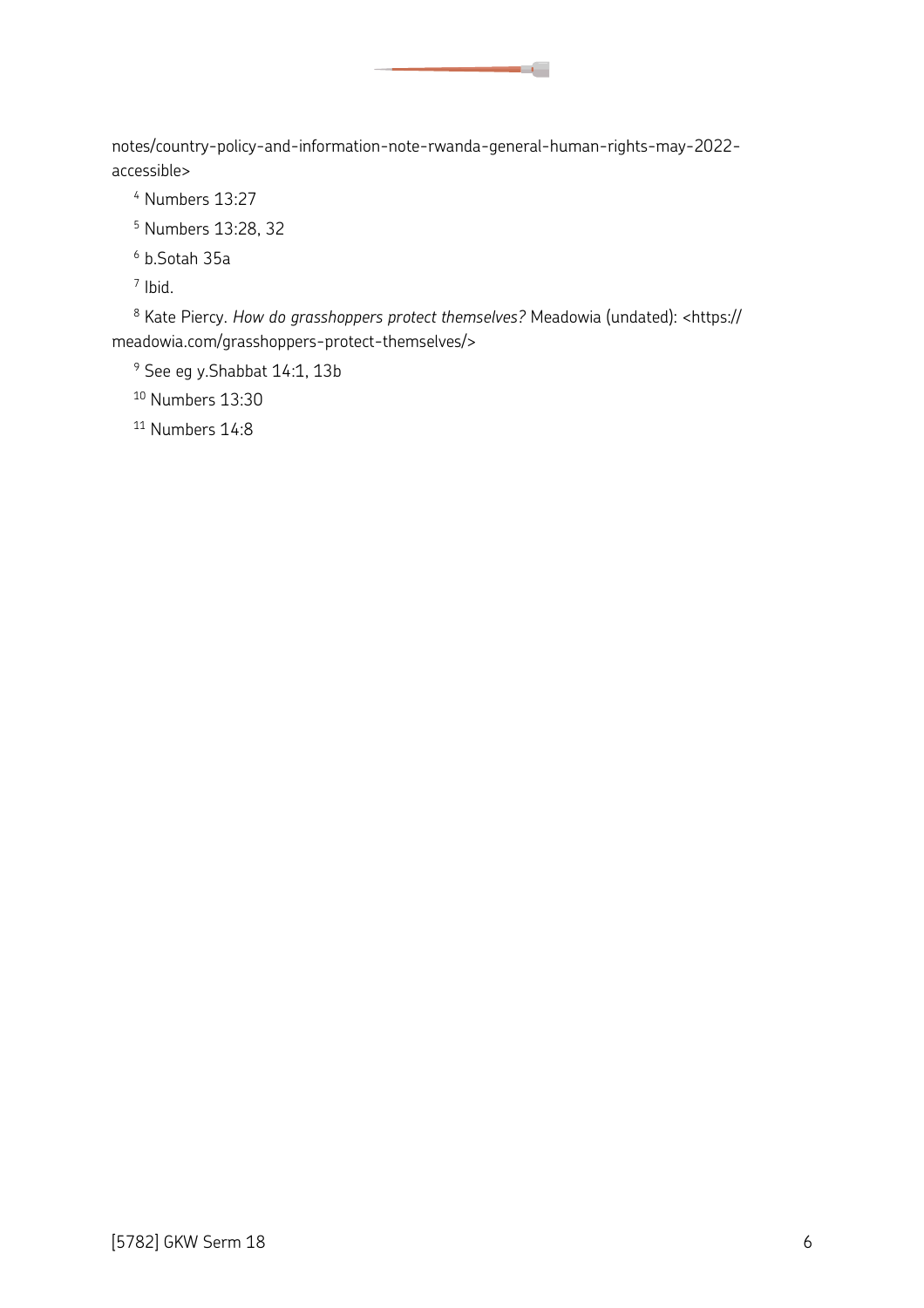notes/country-policy-and-information-note-rwanda-general-human-rights-may-2022-accessible>

[4] Numbers 13:27

[5] Numbers 13:28, 32

[6] b.Sotah 35a

[7] Ibid.

[8] Kate Piercy. *How do grasshoppers protect themselves?* Meadowia (undated): <https://meadowia.com/grasshoppers-protect-themselves/>

[9] See eg y.Shabbat 14:1, 13b

[10] Numbers 13:30

[11] Numbers 14:8